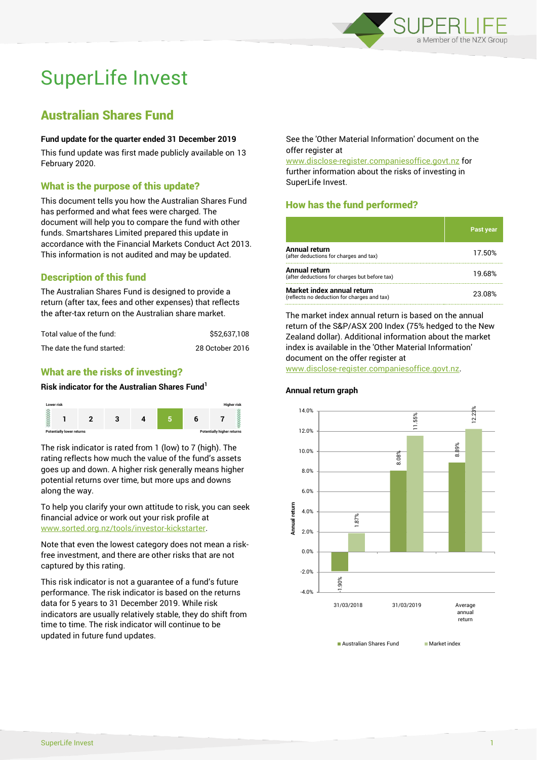# SuperLife Invest

## Australian Shares Fund

**Fund update for the quarter ended 31 December 2019**

This fund update was first made publicly available on 13 February 2020.

### What is the purpose of this update?

This document tells you how the Australian Shares Fund has performed and what fees were charged. The document will help you to compare the fund with other funds. Smartshares Limited prepared this update in accordance with the Financial Markets Conduct Act 2013. This information is not audited and may be updated.

### Description of this fund

The Australian Shares Fund is designed to provide a return (after tax, fees and other expenses) that reflects the after-tax return on the Australian share market.

| | |
|---|---|
| Total value of the fund: | $52,637,108 |
| The date the fund started: | 28 October 2016 |

### What are the risks of investing?

**Risk indicator for the Australian Shares Fund[1]**

| Lower risk | | | | | | Higher risk |
|---|---|---|---|---|---|---|
| 1 | 2 | 3 | 4 | **5** | 6 | 7 |
| Potentially lower returns | | | | | | Potentially higher returns |

The risk indicator is rated from 1 (low) to 7 (high). The rating reflects how much the value of the fund's assets goes up and down. A higher risk generally means higher potential returns over time, but more ups and downs along the way.

To help you clarify your own attitude to risk, you can seek financial advice or work out your risk profile at www.sorted.org.nz/tools/investor-kickstarter.

Note that even the lowest category does not mean a risk-free investment, and there are other risks that are not captured by this rating.

This risk indicator is not a guarantee of a fund's future performance. The risk indicator is based on the returns data for 5 years to 31 December 2019. While risk indicators are usually relatively stable, they do shift from time to time. The risk indicator will continue to be updated in future fund updates.

See the 'Other Material Information' document on the offer register at www.disclose-register.companiesoffice.govt.nz for further information about the risks of investing in SuperLife Invest.

### How has the fund performed?

| | Past year |
|---|---|
| **Annual return** (after deductions for charges and tax) | 17.50% |
| **Annual return** (after deductions for charges but before tax) | 19.68% |
| **Market index annual return** (reflects no deduction for charges and tax) | 23.08% |

The market index annual return is based on the annual return of the S&P/ASX 200 Index (75% hedged to the New Zealand dollar). Additional information about the market index is available in the 'Other Material Information' document on the offer register at www.disclose-register.companiesoffice.govt.nz.

**Annual return graph**

| | Australian Shares Fund | Market index |
|---|---|---|
| 31/03/2018 | -1.90% | 1.87% |
| 31/03/2019 | 8.08% | 11.55% |
| Average annual return | 8.89% | 12.23% |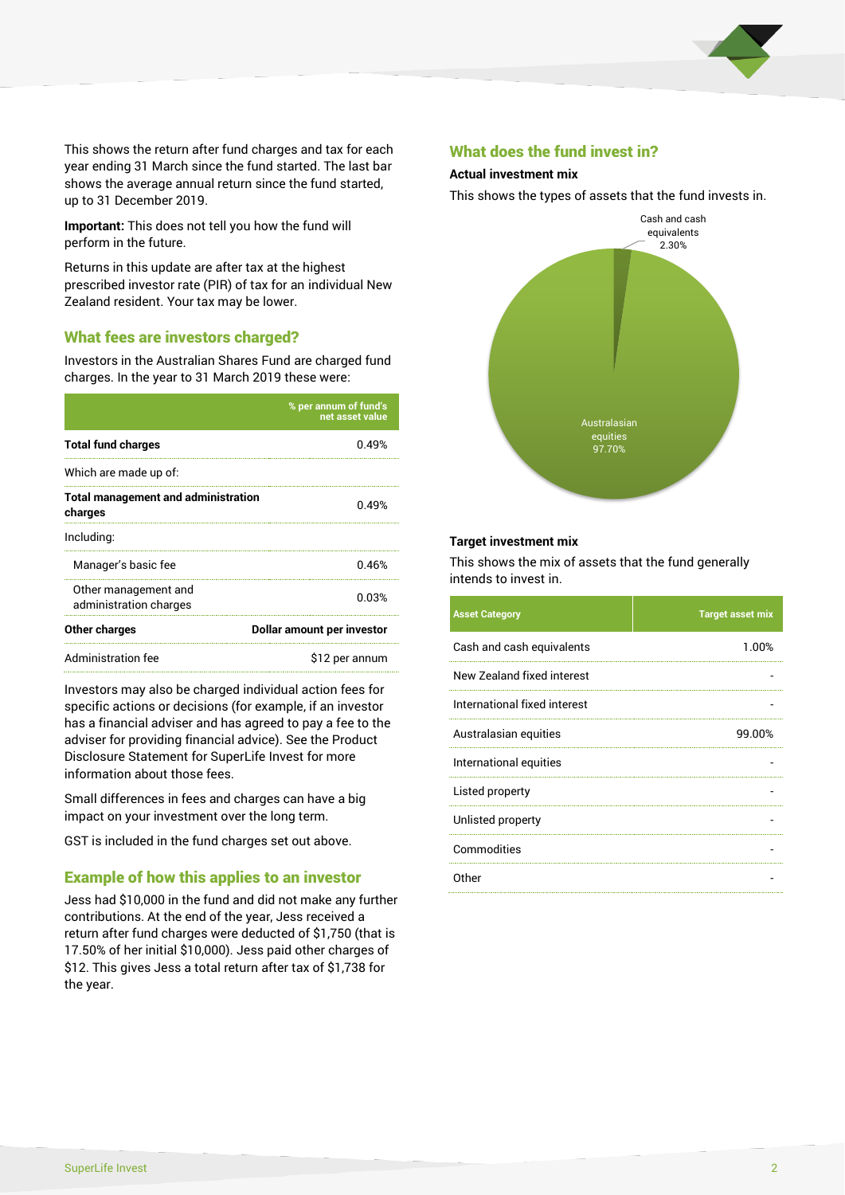This shows the return after fund charges and tax for each year ending 31 March since the fund started. The last bar shows the average annual return since the fund started, up to 31 December 2019.

**Important:** This does not tell you how the fund will perform in the future.

Returns in this update are after tax at the highest prescribed investor rate (PIR) of tax for an individual New Zealand resident. Your tax may be lower.

## What fees are investors charged?

Investors in the Australian Shares Fund are charged fund charges. In the year to 31 March 2019 these were:

| | % per annum of fund's net asset value |
|---|---|
| **Total fund charges** | 0.49% |
| Which are made up of: | |
| **Total management and administration charges** | 0.49% |
| Including: | |
| Manager's basic fee | 0.46% |
| Other management and administration charges | 0.03% |
| **Other charges** | **Dollar amount per investor** |
| Administration fee | $12 per annum |

Investors may also be charged individual action fees for specific actions or decisions (for example, if an investor has a financial adviser and has agreed to pay a fee to the adviser for providing financial advice). See the Product Disclosure Statement for SuperLife Invest for more information about those fees.

Small differences in fees and charges can have a big impact on your investment over the long term.

GST is included in the fund charges set out above.

## Example of how this applies to an investor

Jess had $10,000 in the fund and did not make any further contributions. At the end of the year, Jess received a return after fund charges were deducted of $1,750 (that is 17.50% of her initial $10,000). Jess paid other charges of $12. This gives Jess a total return after tax of $1,738 for the year.

## What does the fund invest in?

### Actual investment mix

This shows the types of assets that the fund invests in.

- Cash and cash equivalents: 2.30%
- Australasian equities: 97.70%

### Target investment mix

This shows the mix of assets that the fund generally intends to invest in.

| Asset Category | Target asset mix |
|---|---|
| Cash and cash equivalents | 1.00% |
| New Zealand fixed interest | - |
| International fixed interest | - |
| Australasian equities | 99.00% |
| International equities | - |
| Listed property | - |
| Unlisted property | - |
| Commodities | - |
| Other | - |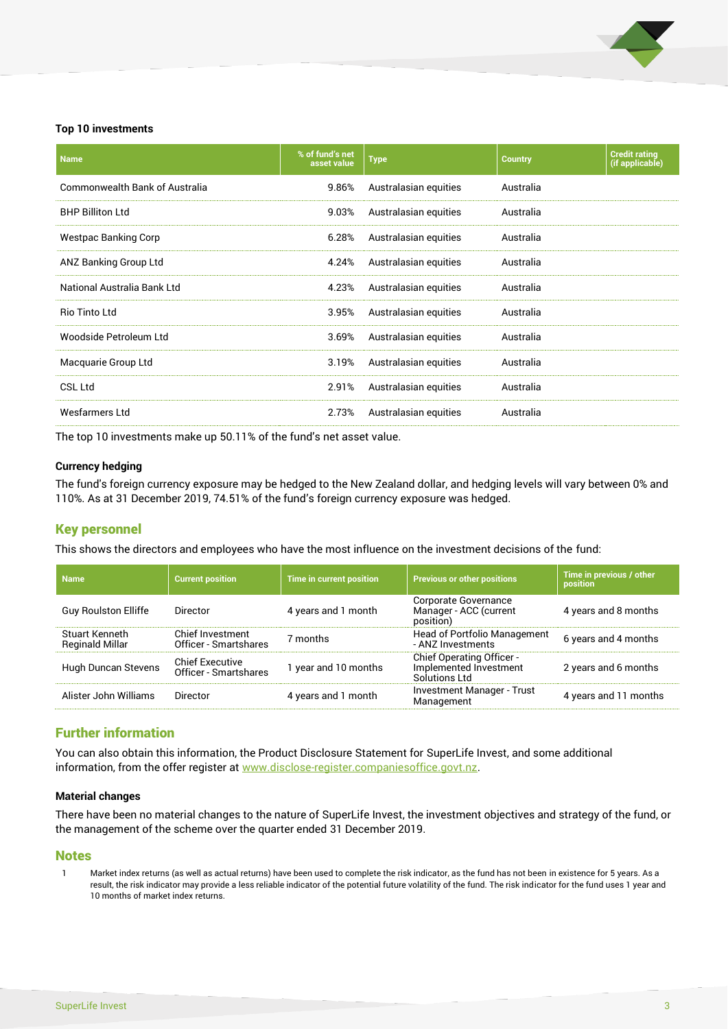### Top 10 investments

| Name | % of fund's net asset value | Type | Country | Credit rating (if applicable) |
|---|---|---|---|---|
| Commonwealth Bank of Australia | 9.86% | Australasian equities | Australia | |
| BHP Billiton Ltd | 9.03% | Australasian equities | Australia | |
| Westpac Banking Corp | 6.28% | Australasian equities | Australia | |
| ANZ Banking Group Ltd | 4.24% | Australasian equities | Australia | |
| National Australia Bank Ltd | 4.23% | Australasian equities | Australia | |
| Rio Tinto Ltd | 3.95% | Australasian equities | Australia | |
| Woodside Petroleum Ltd | 3.69% | Australasian equities | Australia | |
| Macquarie Group Ltd | 3.19% | Australasian equities | Australia | |
| CSL Ltd | 2.91% | Australasian equities | Australia | |
| Wesfarmers Ltd | 2.73% | Australasian equities | Australia | |

The top 10 investments make up 50.11% of the fund's net asset value.

### Currency hedging

The fund's foreign currency exposure may be hedged to the New Zealand dollar, and hedging levels will vary between 0% and 110%. As at 31 December 2019, 74.51% of the fund's foreign currency exposure was hedged.

## Key personnel

This shows the directors and employees who have the most influence on the investment decisions of the fund:

| Name | Current position | Time in current position | Previous or other positions | Time in previous / other position |
|---|---|---|---|---|
| Guy Roulston Elliffe | Director | 4 years and 1 month | Corporate Governance Manager - ACC (current position) | 4 years and 8 months |
| Stuart Kenneth Reginald Millar | Chief Investment Officer - Smartshares | 7 months | Head of Portfolio Management - ANZ Investments | 6 years and 4 months |
| Hugh Duncan Stevens | Chief Executive Officer - Smartshares | 1 year and 10 months | Chief Operating Officer - Implemented Investment Solutions Ltd | 2 years and 6 months |
| Alister John Williams | Director | 4 years and 1 month | Investment Manager - Trust Management | 4 years and 11 months |

## Further information

You can also obtain this information, the Product Disclosure Statement for SuperLife Invest, and some additional information, from the offer register at www.disclose-register.companiesoffice.govt.nz.

### Material changes

There have been no material changes to the nature of SuperLife Invest, the investment objectives and strategy of the fund, or the management of the scheme over the quarter ended 31 December 2019.

## Notes

1. Market index returns (as well as actual returns) have been used to complete the risk indicator, as the fund has not been in existence for 5 years. As a result, the risk indicator may provide a less reliable indicator of the potential future volatility of the fund. The risk indicator for the fund uses 1 year and 10 months of market index returns.